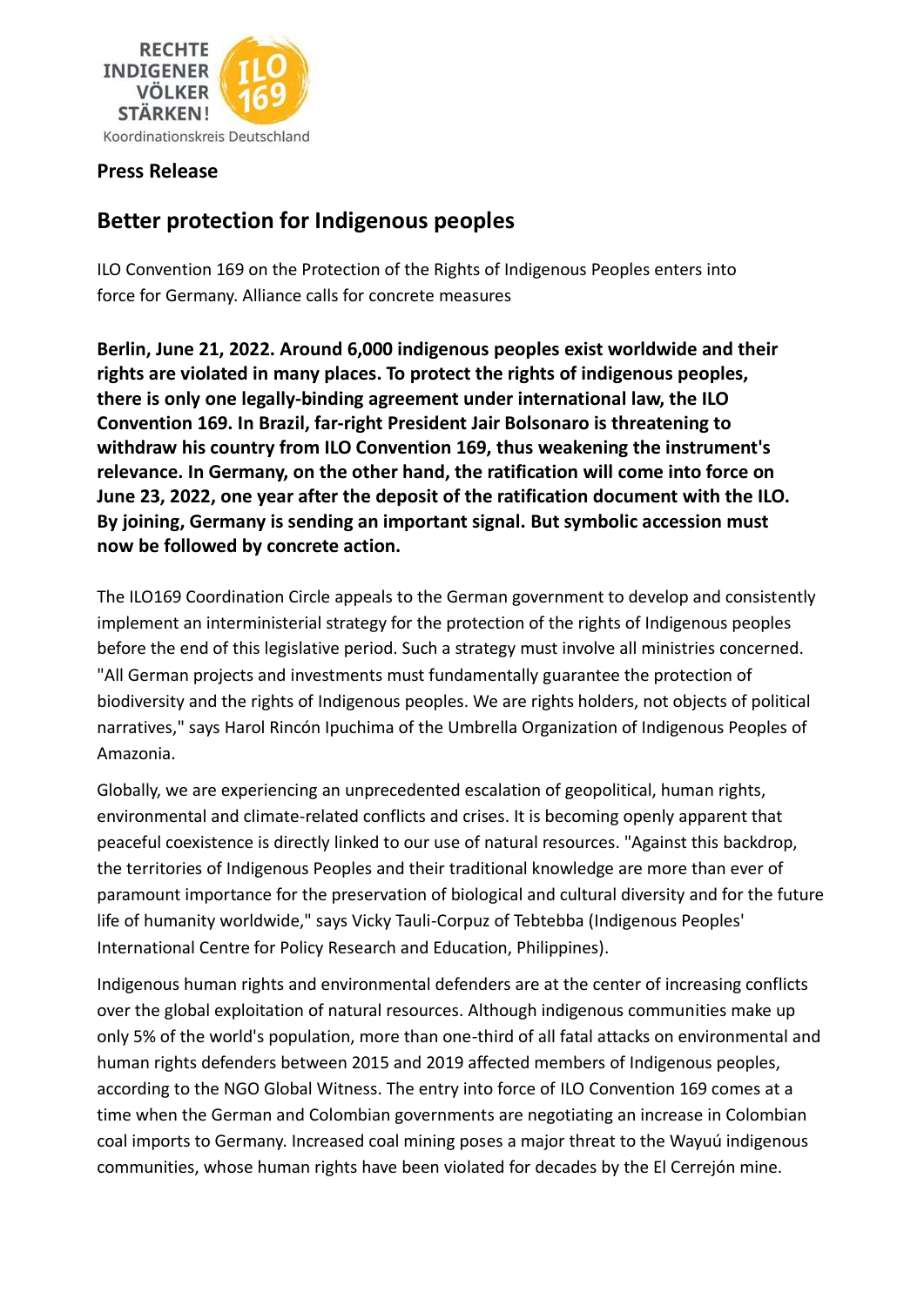RECHTE INDIGENER VÖLKER STÄRKEN! ILO 169

Koordinationskreis Deutschland

**Press Release**

# Better protection for Indigenous peoples

ILO Convention 169 on the Protection of the Rights of Indigenous Peoples enters into force for Germany. Alliance calls for concrete measures

**Berlin, June 21, 2022. Around 6,000 indigenous peoples exist worldwide and their rights are violated in many places. To protect the rights of indigenous peoples, there is only one legally-binding agreement under international law, the ILO Convention 169. In Brazil, far-right President Jair Bolsonaro is threatening to withdraw his country from ILO Convention 169, thus weakening the instrument's relevance. In Germany, on the other hand, the ratification will come into force on June 23, 2022, one year after the deposit of the ratification document with the ILO. By joining, Germany is sending an important signal. But symbolic accession must now be followed by concrete action.**

The ILO169 Coordination Circle appeals to the German government to develop and consistently implement an interministerial strategy for the protection of the rights of Indigenous peoples before the end of this legislative period. Such a strategy must involve all ministries concerned. "All German projects and investments must fundamentally guarantee the protection of biodiversity and the rights of Indigenous peoples. We are rights holders, not objects of political narratives," says Harol Rincón Ipuchima of the Umbrella Organization of Indigenous Peoples of Amazonia.

Globally, we are experiencing an unprecedented escalation of geopolitical, human rights, environmental and climate-related conflicts and crises. It is becoming openly apparent that peaceful coexistence is directly linked to our use of natural resources. "Against this backdrop, the territories of Indigenous Peoples and their traditional knowledge are more than ever of paramount importance for the preservation of biological and cultural diversity and for the future life of humanity worldwide," says Vicky Tauli-Corpuz of Tebtebba (Indigenous Peoples' International Centre for Policy Research and Education, Philippines).

Indigenous human rights and environmental defenders are at the center of increasing conflicts over the global exploitation of natural resources. Although indigenous communities make up only 5% of the world's population, more than one-third of all fatal attacks on environmental and human rights defenders between 2015 and 2019 affected members of Indigenous peoples, according to the NGO Global Witness. The entry into force of ILO Convention 169 comes at a time when the German and Colombian governments are negotiating an increase in Colombian coal imports to Germany. Increased coal mining poses a major threat to the Wayuú indigenous communities, whose human rights have been violated for decades by the El Cerrejón mine.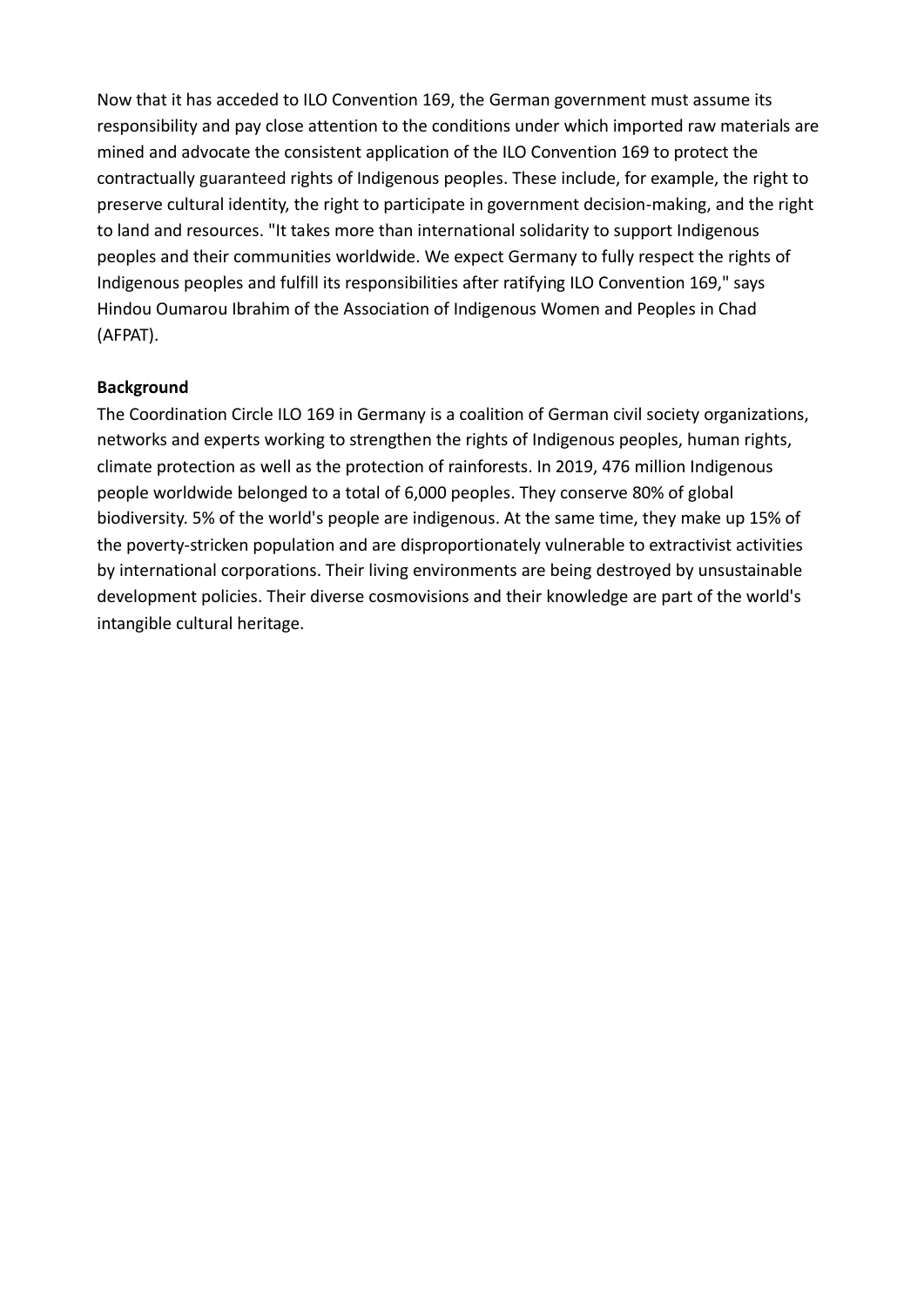Now that it has acceded to ILO Convention 169, the German government must assume its responsibility and pay close attention to the conditions under which imported raw materials are mined and advocate the consistent application of the ILO Convention 169 to protect the contractually guaranteed rights of Indigenous peoples. These include, for example, the right to preserve cultural identity, the right to participate in government decision-making, and the right to land and resources. "It takes more than international solidarity to support Indigenous peoples and their communities worldwide. We expect Germany to fully respect the rights of Indigenous peoples and fulfill its responsibilities after ratifying ILO Convention 169," says Hindou Oumarou Ibrahim of the Association of Indigenous Women and Peoples in Chad (AFPAT).

**Background**

The Coordination Circle ILO 169 in Germany is a coalition of German civil society organizations, networks and experts working to strengthen the rights of Indigenous peoples, human rights, climate protection as well as the protection of rainforests. In 2019, 476 million Indigenous people worldwide belonged to a total of 6,000 peoples. They conserve 80% of global biodiversity. 5% of the world's people are indigenous. At the same time, they make up 15% of the poverty-stricken population and are disproportionately vulnerable to extractivist activities by international corporations. Their living environments are being destroyed by unsustainable development policies. Their diverse cosmovisions and their knowledge are part of the world's intangible cultural heritage.